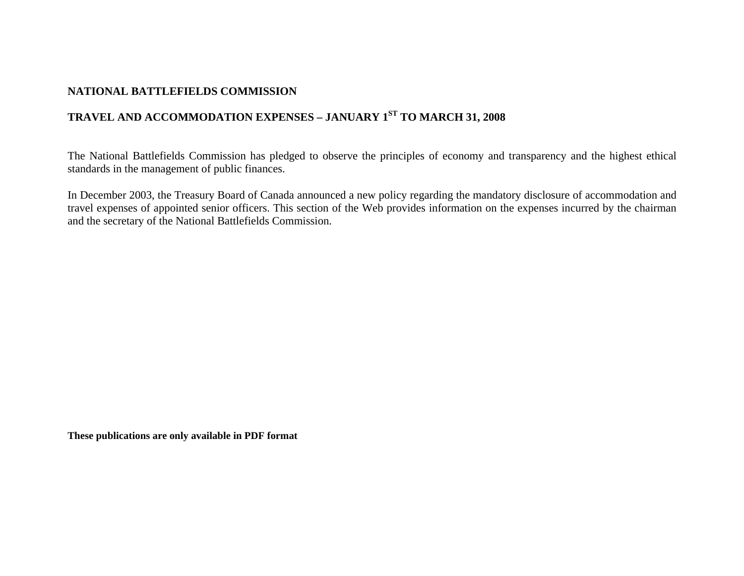# NATIONAL BATTLEFIELDS COMMISSION

## TRAVEL AND ACCOMMODATION EXPENSES – JANUARY 1ST TO MARCH 31, 2008

The National Battlefields Commission has pledged to observe the principles of economy and transparency and the highest ethical standards in the management of public finances.

In December 2003, the Treasury Board of Canada announced a new policy regarding the mandatory disclosure of accommodation and travel expenses of appointed senior officers. This section of the Web provides information on the expenses incurred by the chairman and the secretary of the National Battlefields Commission.

**These publications are only available in PDF format**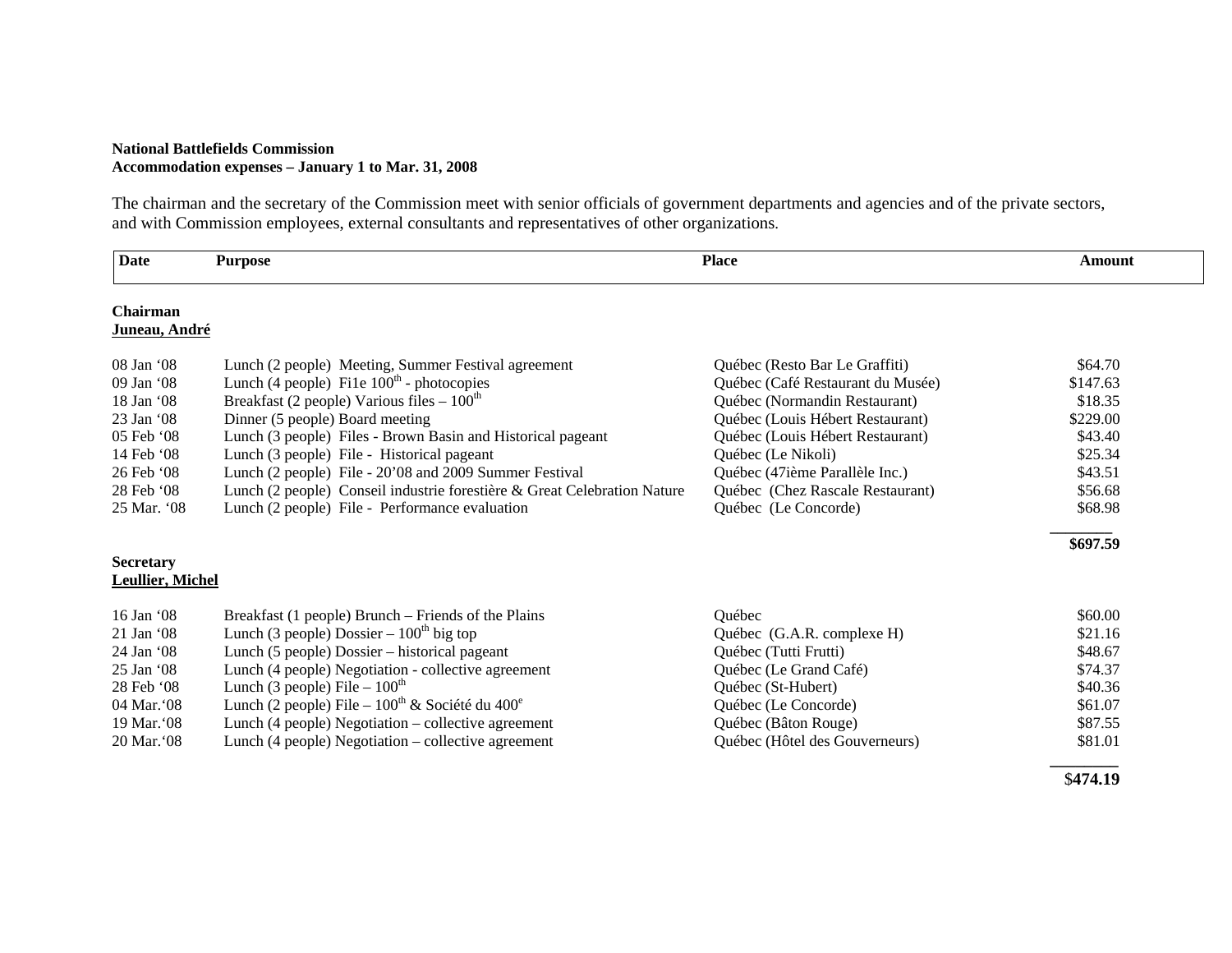**National Battlefields Commission**
**Accommodation expenses – January 1 to Mar. 31, 2008**

The chairman and the secretary of the Commission meet with senior officials of government departments and agencies and of the private sectors, and with Commission employees, external consultants and representatives of other organizations.

| Date | Purpose | Place | Amount |
|---|---|---|---|
| **Chairman** | | | |
| **Juneau, André** | | | |
| 08 Jan '08 | Lunch (2 people) Meeting, Summer Festival agreement | Québec (Resto Bar Le Graffiti) | $64.70 |
| 09 Jan '08 | Lunch (4 people) Fi1e 100th - photocopies | Québec (Café Restaurant du Musée) | $147.63 |
| 18 Jan '08 | Breakfast (2 people) Various files – 100th | Québec (Normandin Restaurant) | $18.35 |
| 23 Jan '08 | Dinner (5 people) Board meeting | Québec (Louis Hébert Restaurant) | $229.00 |
| 05 Feb '08 | Lunch (3 people) Files - Brown Basin and Historical pageant | Québec (Louis Hébert Restaurant) | $43.40 |
| 14 Feb '08 | Lunch (3 people) File - Historical pageant | Québec (Le Nikoli) | $25.34 |
| 26 Feb '08 | Lunch (2 people) File - 20'08 and 2009 Summer Festival | Québec (47ième Parallèle Inc.) | $43.51 |
| 28 Feb '08 | Lunch (2 people) Conseil industrie forestière & Great Celebration Nature | Québec (Chez Rascale Restaurant) | $56.68 |
| 25 Mar. '08 | Lunch (2 people) File - Performance evaluation | Québec (Le Concorde) | $68.98 |
| | | | **$697.59** |
| **Secretary** | | | |
| **Leullier, Michel** | | | |
| 16 Jan '08 | Breakfast (1 people) Brunch – Friends of the Plains | Québec | $60.00 |
| 21 Jan '08 | Lunch (3 people) Dossier – 100th big top | Québec (G.A.R. complexe H) | $21.16 |
| 24 Jan '08 | Lunch (5 people) Dossier – historical pageant | Québec (Tutti Frutti) | $48.67 |
| 25 Jan '08 | Lunch (4 people) Negotiation - collective agreement | Québec (Le Grand Café) | $74.37 |
| 28 Feb '08 | Lunch (3 people) File – 100th | Québec (St-Hubert) | $40.36 |
| 04 Mar.'08 | Lunch (2 people) File – 100th & Société du 400e | Québec (Le Concorde) | $61.07 |
| 19 Mar.'08 | Lunch (4 people) Negotiation – collective agreement | Québec (Bâton Rouge) | $87.55 |
| 20 Mar.'08 | Lunch (4 people) Negotiation – collective agreement | Québec (Hôtel des Gouverneurs) | $81.01 |
| | | | $**474.19** |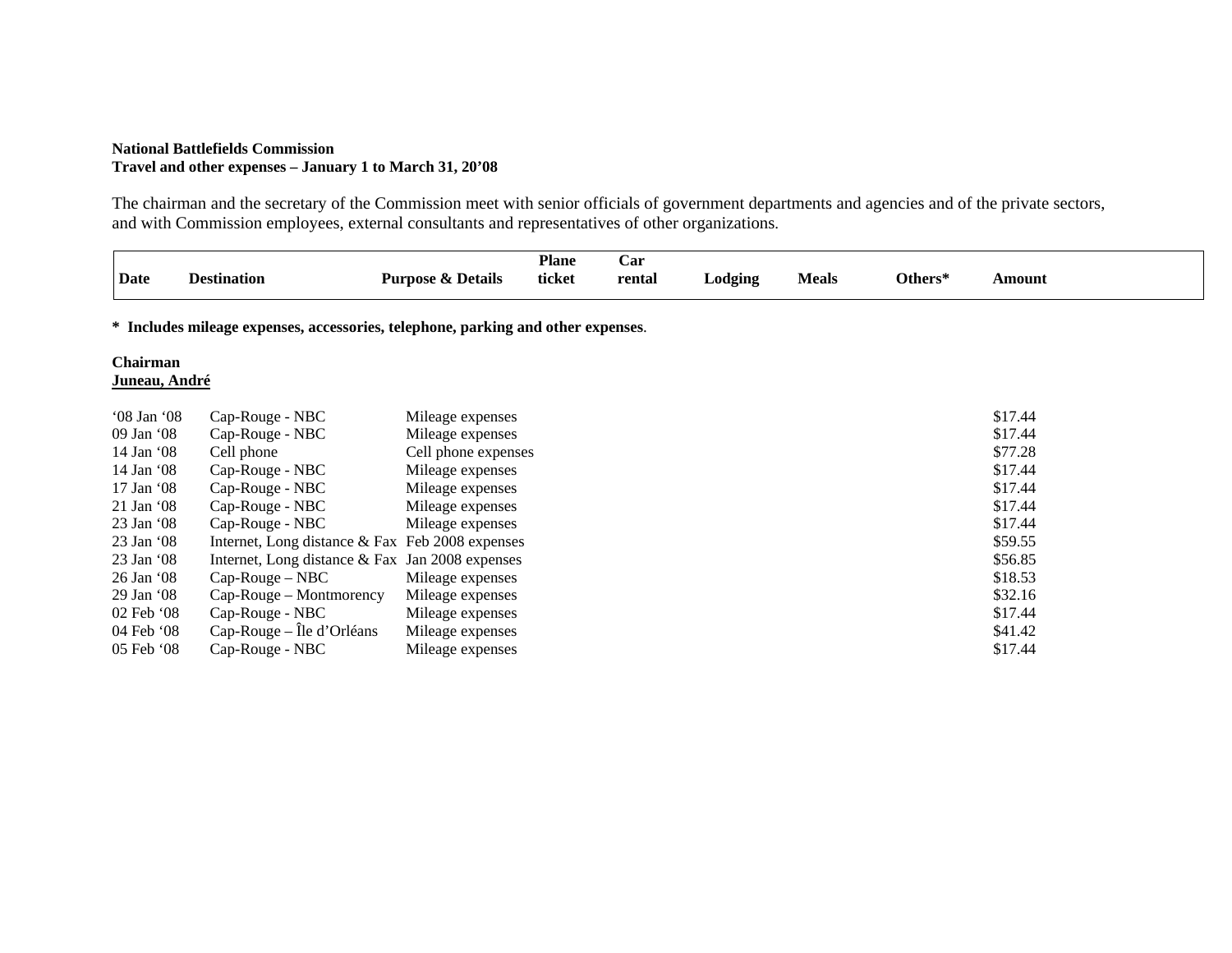**National Battlefields Commission**
**Travel and other expenses – January 1 to March 31, 20'08**

The chairman and the secretary of the Commission meet with senior officials of government departments and agencies and of the private sectors, and with Commission employees, external consultants and representatives of other organizations.

| Date | Destination | Purpose & Details | Plane ticket | Car rental | Lodging | Meals | Others* | Amount |
|---|---|---|---|---|---|---|---|---|

**\* Includes mileage expenses, accessories, telephone, parking and other expenses**.

**Chairman**
**Juneau, André**

| Date | Destination | Purpose & Details | Plane ticket | Car rental | Lodging | Meals | Others* | Amount |
|---|---|---|---|---|---|---|---|---|
| '08 Jan '08 | Cap-Rouge - NBC | Mileage expenses | | | | | | $17.44 |
| 09 Jan '08 | Cap-Rouge - NBC | Mileage expenses | | | | | | $17.44 |
| 14 Jan '08 | Cell phone | Cell phone expenses | | | | | | $77.28 |
| 14 Jan '08 | Cap-Rouge - NBC | Mileage expenses | | | | | | $17.44 |
| 17 Jan '08 | Cap-Rouge - NBC | Mileage expenses | | | | | | $17.44 |
| 21 Jan '08 | Cap-Rouge - NBC | Mileage expenses | | | | | | $17.44 |
| 23 Jan '08 | Cap-Rouge - NBC | Mileage expenses | | | | | | $17.44 |
| 23 Jan '08 | Internet, Long distance & Fax | Feb 2008 expenses | | | | | | $59.55 |
| 23 Jan '08 | Internet, Long distance & Fax | Jan 2008 expenses | | | | | | $56.85 |
| 26 Jan '08 | Cap-Rouge – NBC | Mileage expenses | | | | | | $18.53 |
| 29 Jan '08 | Cap-Rouge – Montmorency | Mileage expenses | | | | | | $32.16 |
| 02 Feb '08 | Cap-Rouge - NBC | Mileage expenses | | | | | | $17.44 |
| 04 Feb '08 | Cap-Rouge – Île d'Orléans | Mileage expenses | | | | | | $41.42 |
| 05 Feb '08 | Cap-Rouge - NBC | Mileage expenses | | | | | | $17.44 |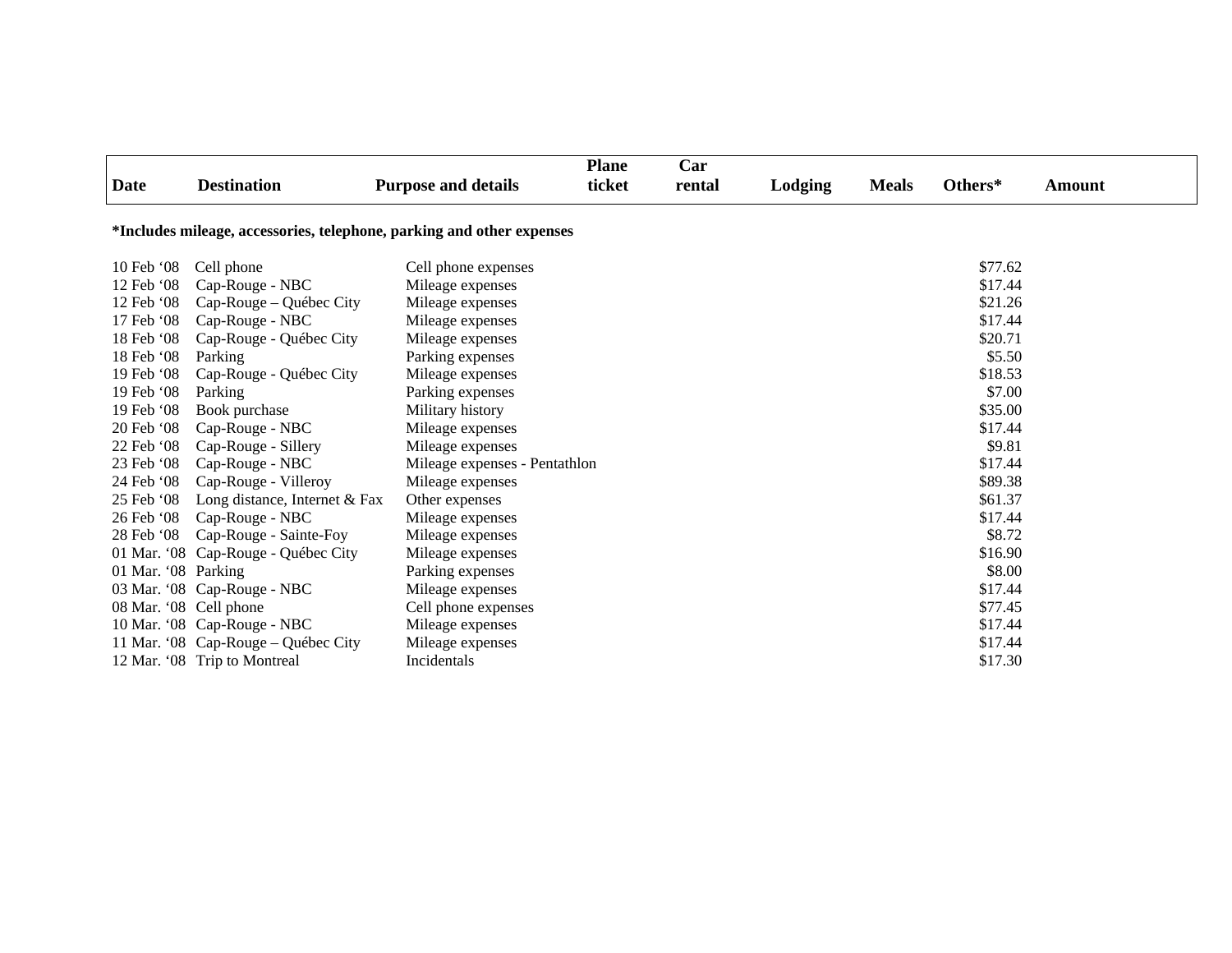| Date | Destination | Purpose and details | Plane ticket | Car rental | Lodging | Meals | Others* | Amount |
|---|---|---|---|---|---|---|---|---|

**\*Includes mileage, accessories, telephone, parking and other expenses**

| Date | Destination | Purpose and details | Plane ticket | Car rental | Lodging | Meals | Others* | Amount |
|---|---|---|---|---|---|---|---|---|
| 10 Feb '08 | Cell phone | Cell phone expenses | | | | | $77.62 | |
| 12 Feb '08 | Cap-Rouge - NBC | Mileage expenses | | | | | $17.44 | |
| 12 Feb '08 | Cap-Rouge – Québec City | Mileage expenses | | | | | $21.26 | |
| 17 Feb '08 | Cap-Rouge - NBC | Mileage expenses | | | | | $17.44 | |
| 18 Feb '08 | Cap-Rouge - Québec City | Mileage expenses | | | | | $20.71 | |
| 18 Feb '08 | Parking | Parking expenses | | | | | $5.50 | |
| 19 Feb '08 | Cap-Rouge - Québec City | Mileage expenses | | | | | $18.53 | |
| 19 Feb '08 | Parking | Parking expenses | | | | | $7.00 | |
| 19 Feb '08 | Book purchase | Military history | | | | | $35.00 | |
| 20 Feb '08 | Cap-Rouge - NBC | Mileage expenses | | | | | $17.44 | |
| 22 Feb '08 | Cap-Rouge - Sillery | Mileage expenses | | | | | $9.81 | |
| 23 Feb '08 | Cap-Rouge - NBC | Mileage expenses - Pentathlon | | | | | $17.44 | |
| 24 Feb '08 | Cap-Rouge - Villeroy | Mileage expenses | | | | | $89.38 | |
| 25 Feb '08 | Long distance, Internet & Fax | Other expenses | | | | | $61.37 | |
| 26 Feb '08 | Cap-Rouge - NBC | Mileage expenses | | | | | $17.44 | |
| 28 Feb '08 | Cap-Rouge - Sainte-Foy | Mileage expenses | | | | | $8.72 | |
| 01 Mar. '08 | Cap-Rouge - Québec City | Mileage expenses | | | | | $16.90 | |
| 01 Mar. '08 | Parking | Parking expenses | | | | | $8.00 | |
| 03 Mar. '08 | Cap-Rouge - NBC | Mileage expenses | | | | | $17.44 | |
| 08 Mar. '08 | Cell phone | Cell phone expenses | | | | | $77.45 | |
| 10 Mar. '08 | Cap-Rouge - NBC | Mileage expenses | | | | | $17.44 | |
| 11 Mar. '08 | Cap-Rouge – Québec City | Mileage expenses | | | | | $17.44 | |
| 12 Mar. '08 | Trip to Montreal | Incidentals | | | | | $17.30 | |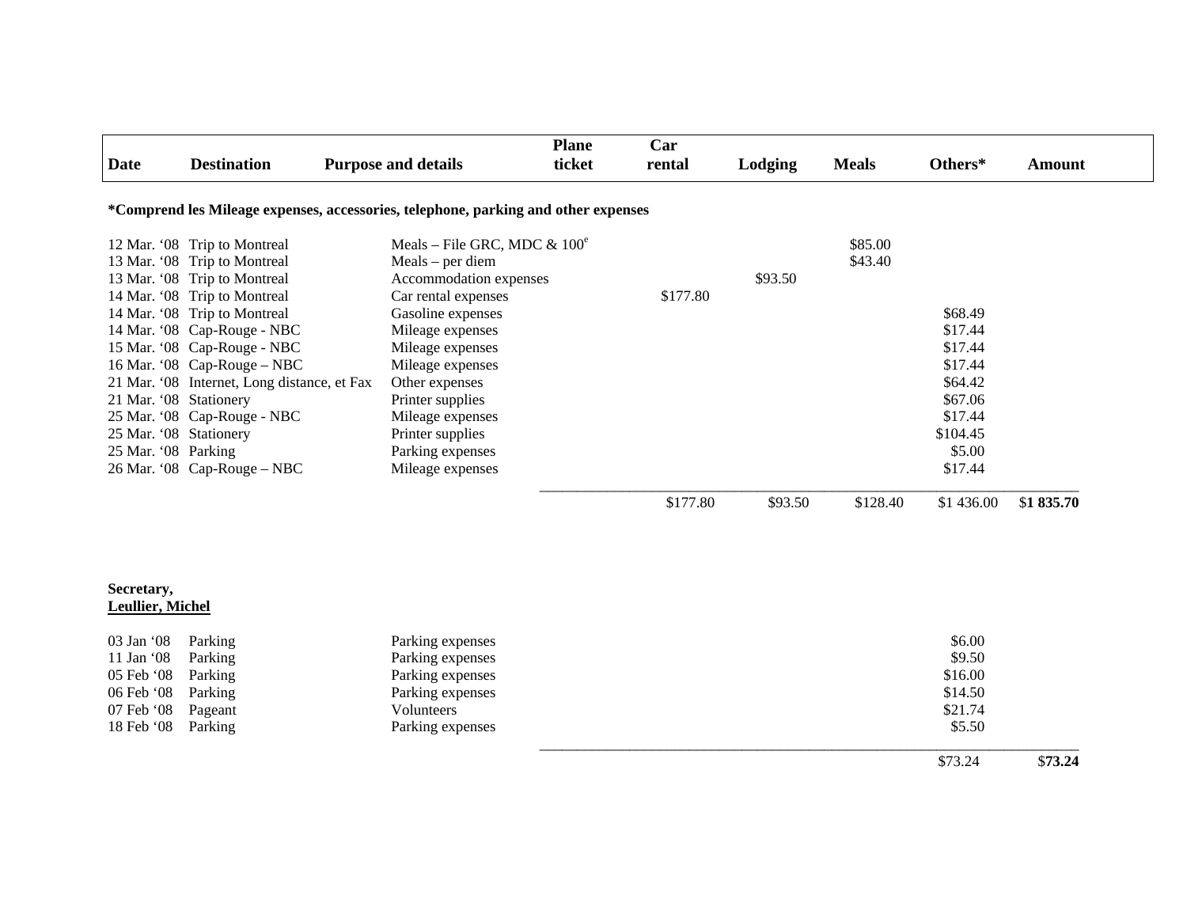| Date | Destination | Purpose and details | Plane ticket | Car rental | Lodging | Meals | Others* | Amount |
|---|---|---|---|---|---|---|---|---|

***Comprend les Mileage expenses, accessories, telephone, parking and other expenses**

| Date | Destination | Purpose and details | Plane ticket | Car rental | Lodging | Meals | Others* | Amount |
|---|---|---|---|---|---|---|---|---|
| 12 Mar. '08 | Trip to Montreal | Meals – File GRC, MDC & 100[e] | | | | $85.00 | | |
| 13 Mar. '08 | Trip to Montreal | Meals – per diem | | | | $43.40 | | |
| 13 Mar. '08 | Trip to Montreal | Accommodation expenses | | | $93.50 | | | |
| 14 Mar. '08 | Trip to Montreal | Car rental expenses | | $177.80 | | | | |
| 14 Mar. '08 | Trip to Montreal | Gasoline expenses | | | | | $68.49 | |
| 14 Mar. '08 | Cap-Rouge - NBC | Mileage expenses | | | | | $17.44 | |
| 15 Mar. '08 | Cap-Rouge - NBC | Mileage expenses | | | | | $17.44 | |
| 16 Mar. '08 | Cap-Rouge – NBC | Mileage expenses | | | | | $17.44 | |
| 21 Mar. '08 | Internet, Long distance, et Fax | Other expenses | | | | | $64.42 | |
| 21 Mar. '08 | Stationery | Printer supplies | | | | | $67.06 | |
| 25 Mar. '08 | Cap-Rouge - NBC | Mileage expenses | | | | | $17.44 | |
| 25 Mar. '08 | Stationery | Printer supplies | | | | | $104.45 | |
| 25 Mar. '08 | Parking | Parking expenses | | | | | $5.00 | |
| 26 Mar. '08 | Cap-Rouge – NBC | Mileage expenses | | | | | $17.44 | |
| | | | | $177.80 | $93.50 | $128.40 | $1 436.00 | $**1 835.70** |

**Secretary,**
**<u>Leullier, Michel</u>**

| Date | Destination | Purpose and details | Plane ticket | Car rental | Lodging | Meals | Others* | Amount |
|---|---|---|---|---|---|---|---|---|
| 03 Jan '08 | Parking | Parking expenses | | | | | $6.00 | |
| 11 Jan '08 | Parking | Parking expenses | | | | | $9.50 | |
| 05 Feb '08 | Parking | Parking expenses | | | | | $16.00 | |
| 06 Feb '08 | Parking | Parking expenses | | | | | $14.50 | |
| 07 Feb '08 | Pageant | Volunteers | | | | | $21.74 | |
| 18 Feb '08 | Parking | Parking expenses | | | | | $5.50 | |
| | | | | | | | $73.24 | $**73.24** |